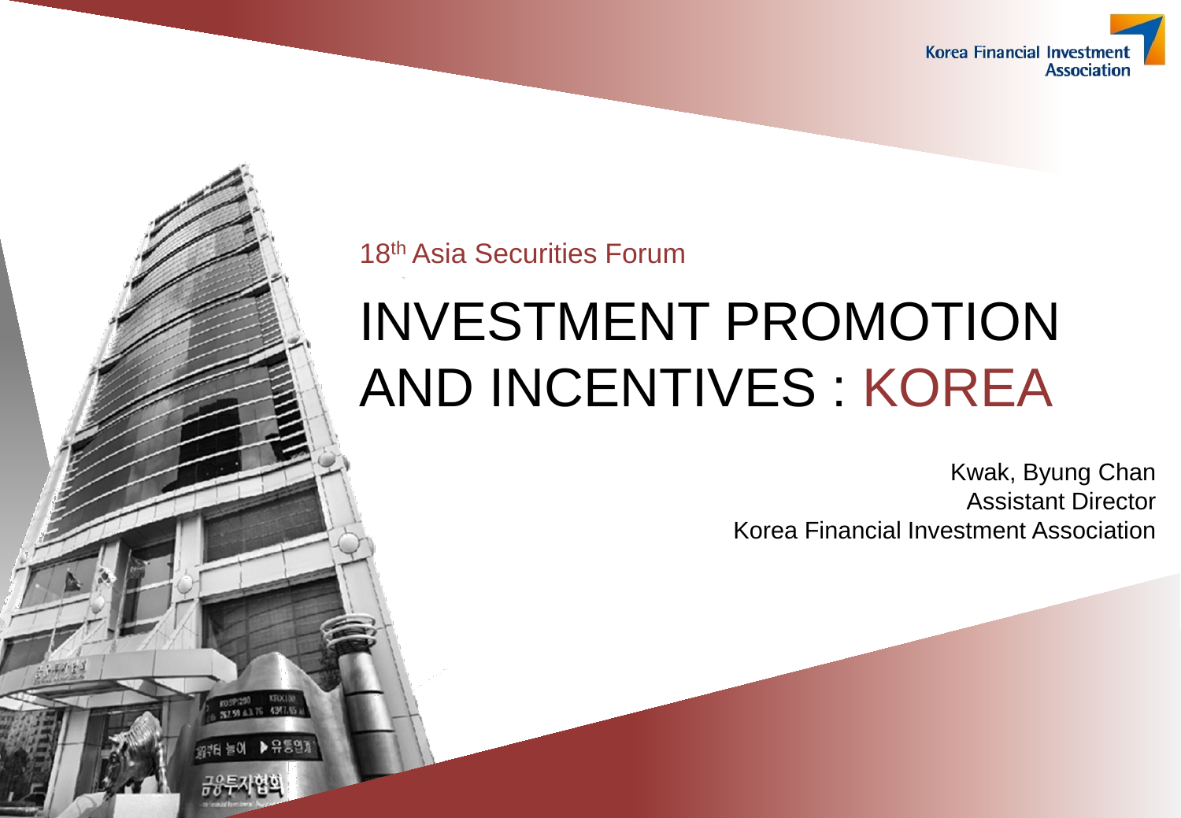Korea Financial Investment Association

18th Asia Securities Forum

# INVESTMENT PROMOTION AND INCENTIVES : KOREA

Kwak, Byung Chan
Assistant Director
Korea Financial Investment Association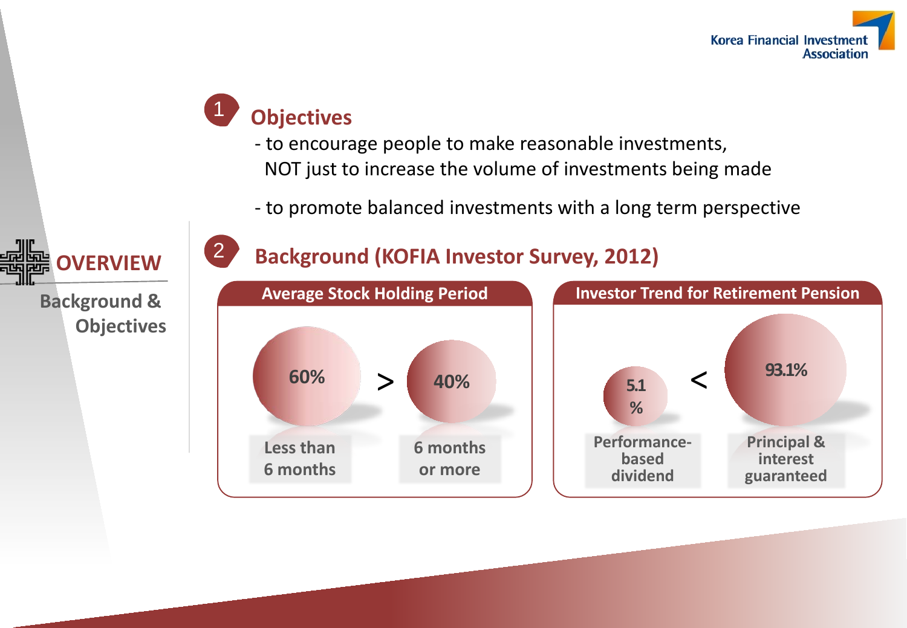# OVERVIEW

Background & Objectives

## 1 Objectives

- to encourage people to make reasonable investments, NOT just to increase the volume of investments being made
- to promote balanced investments with a long term perspective

## 2 Background (KOFIA Investor Survey, 2012)

**Average Stock Holding Period**

60% (Less than 6 months) > 40% (6 months or more)

**Investor Trend for Retirement Pension**

5.1% (Performance-based dividend) < 93.1% (Principal & interest guaranteed)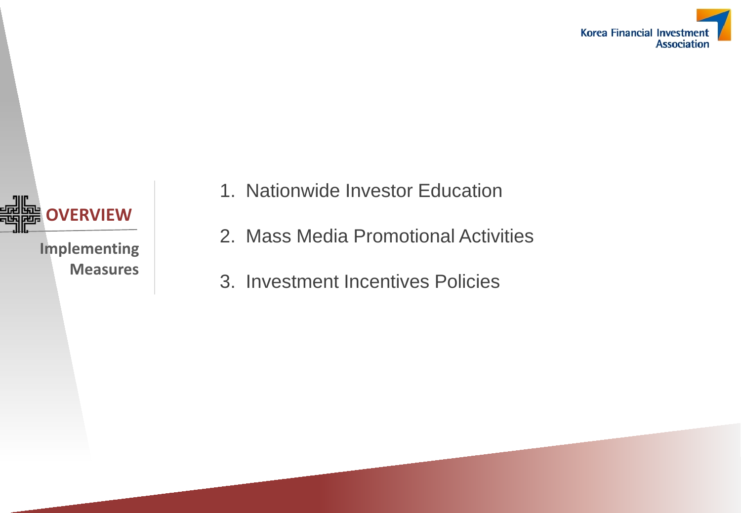**OVERVIEW**

**Implementing Measures**

1. Nationwide Investor Education
2. Mass Media Promotional Activities
3. Investment Incentives Policies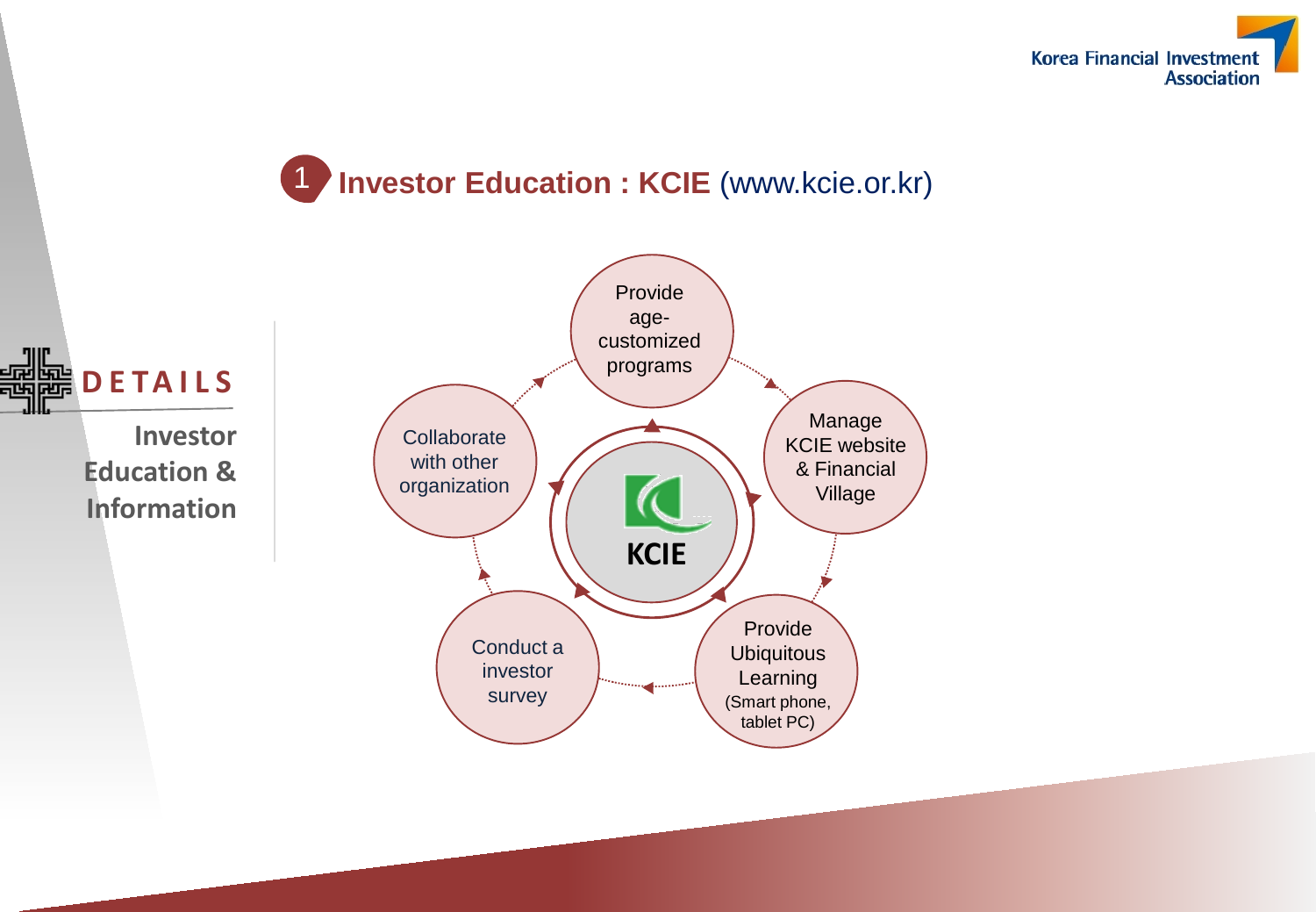# DETAILS

**Investor Education & Information**

## 1 Investor Education : KCIE (www.kcie.or.kr)

**KCIE**

- Provide age-customized programs
- Manage KCIE website & Financial Village
- Provide Ubiquitous Learning (Smart phone, tablet PC)
- Conduct a investor survey
- Collaborate with other organization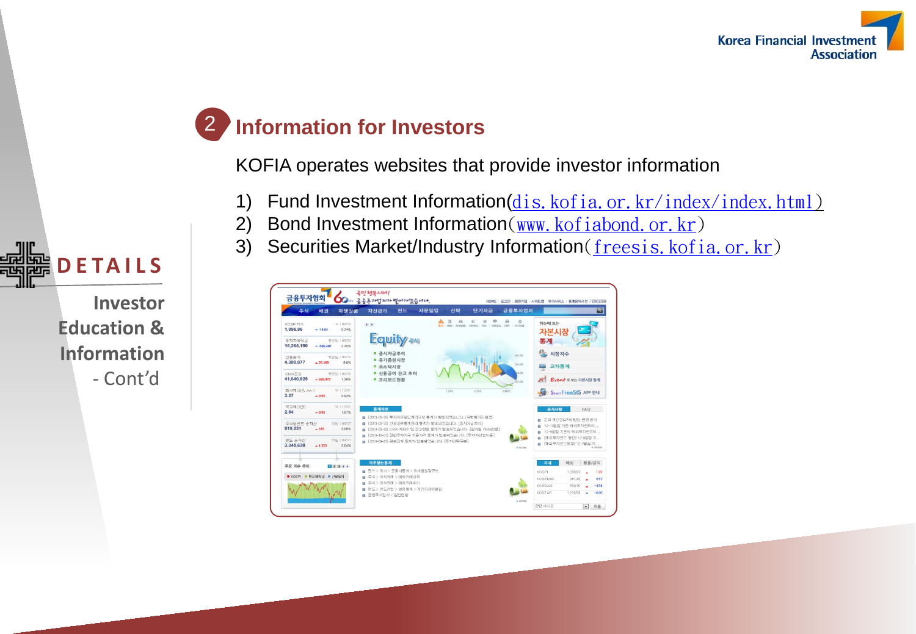## 2 Information for Investors

KOFIA operates websites that provide investor information

1) Fund Investment Information(dis.kofia.or.kr/index/index.html)
2) Bond Investment Information(www.kofiabond.or.kr)
3) Securities Market/Industry Information(freesis.kofia.or.kr)

**DETAILS**

**Investor Education & Information**

- Cont'd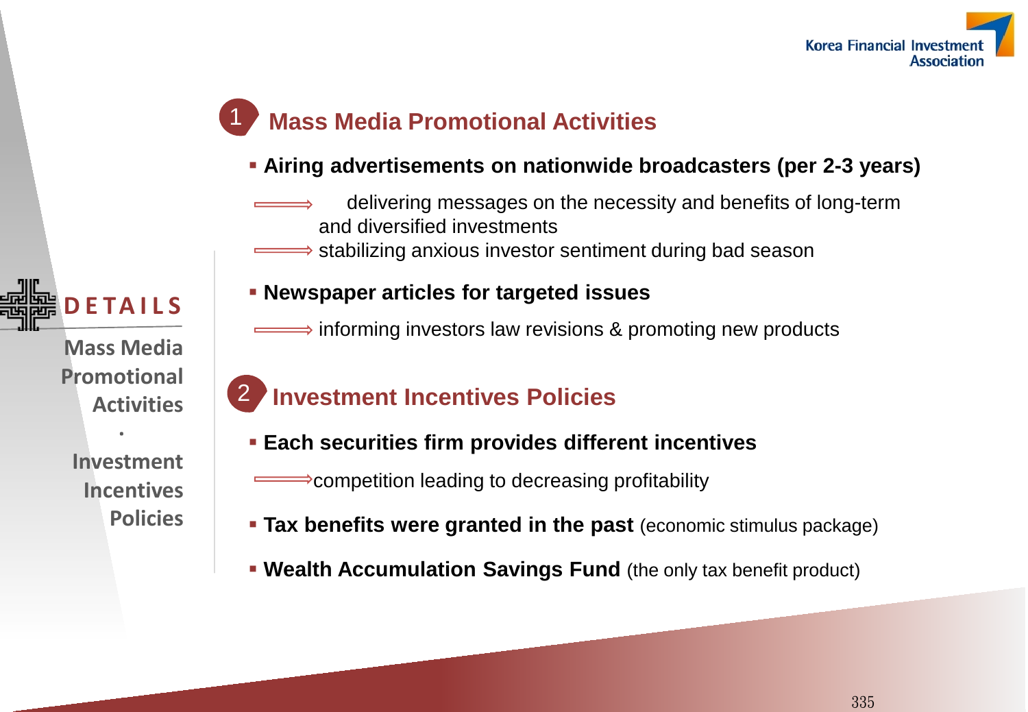Korea Financial Investment Association

**DETAILS**

Mass Media Promotional Activities
·
Investment Incentives Policies

## 1 Mass Media Promotional Activities

- **Airing advertisements on nationwide broadcasters (per 2-3 years)**
  - ⟹ delivering messages on the necessity and benefits of long-term and diversified investments
  - ⟹ stabilizing anxious investor sentiment during bad season
- **Newspaper articles for targeted issues**
  - ⟹ informing investors law revisions & promoting new products

## 2 Investment Incentives Policies

- **Each securities firm provides different incentives**
  - ⟹ competition leading to decreasing profitability
- **Tax benefits were granted in the past** (economic stimulus package)
- **Wealth Accumulation Savings Fund** (the only tax benefit product)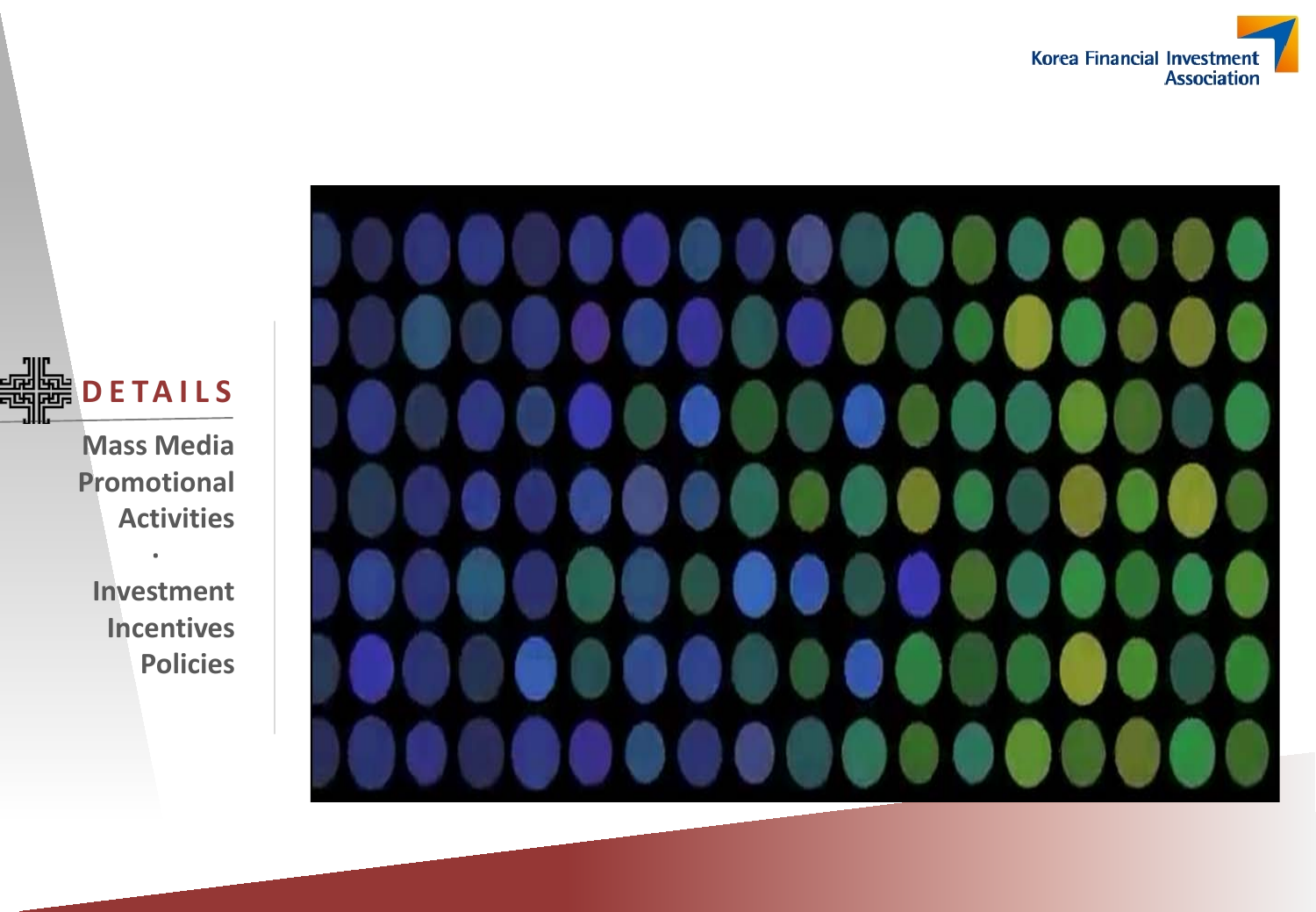Korea Financial Investment Association

# DETAILS

**Mass Media Promotional Activities**

**·**

**Investment Incentives Policies**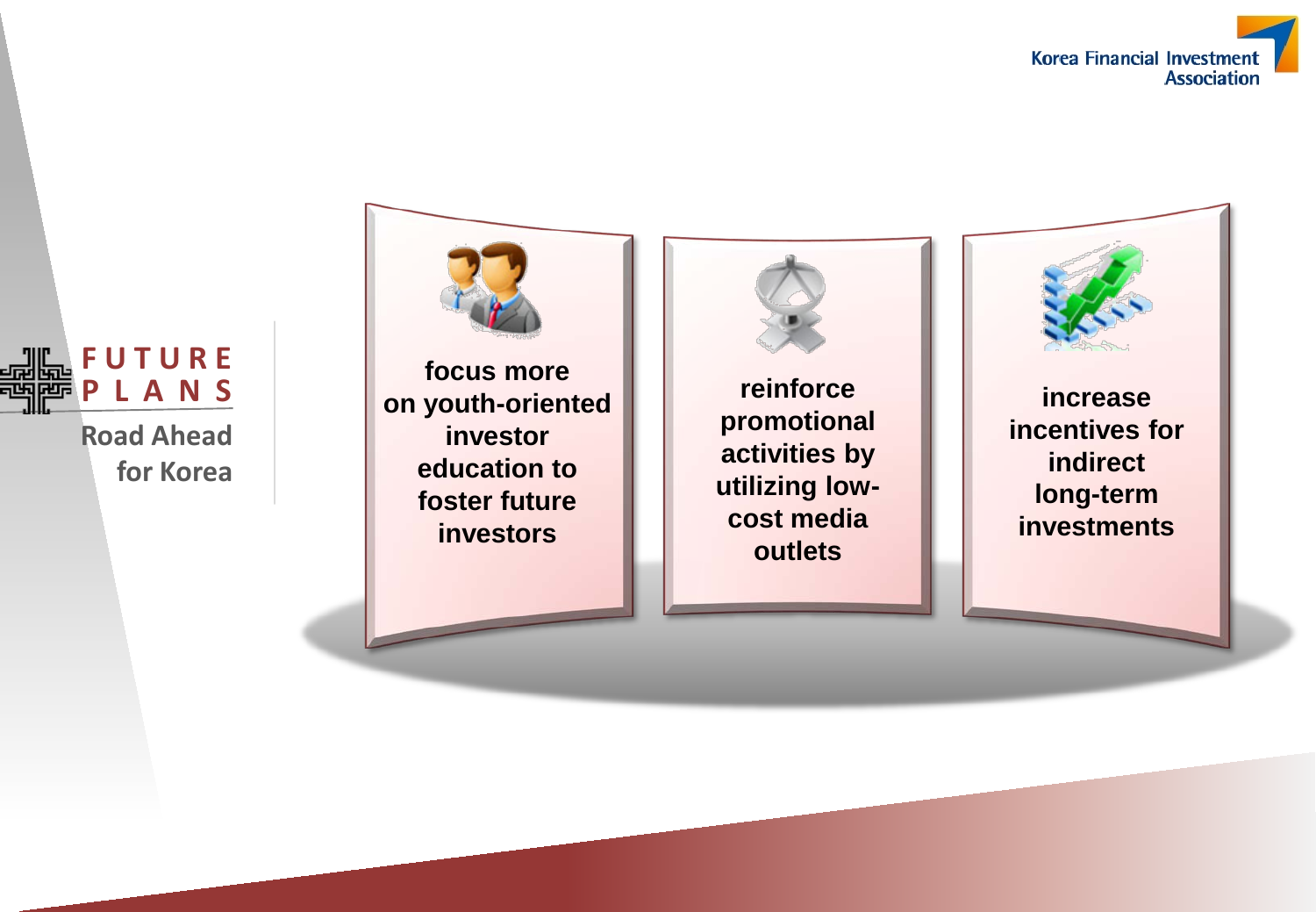Korea Financial Investment Association

# FUTURE PLANS

## Road Ahead for Korea

- focus more on youth-oriented investor education to foster future investors
- reinforce promotional activities by utilizing low-cost media outlets
- increase incentives for indirect long-term investments